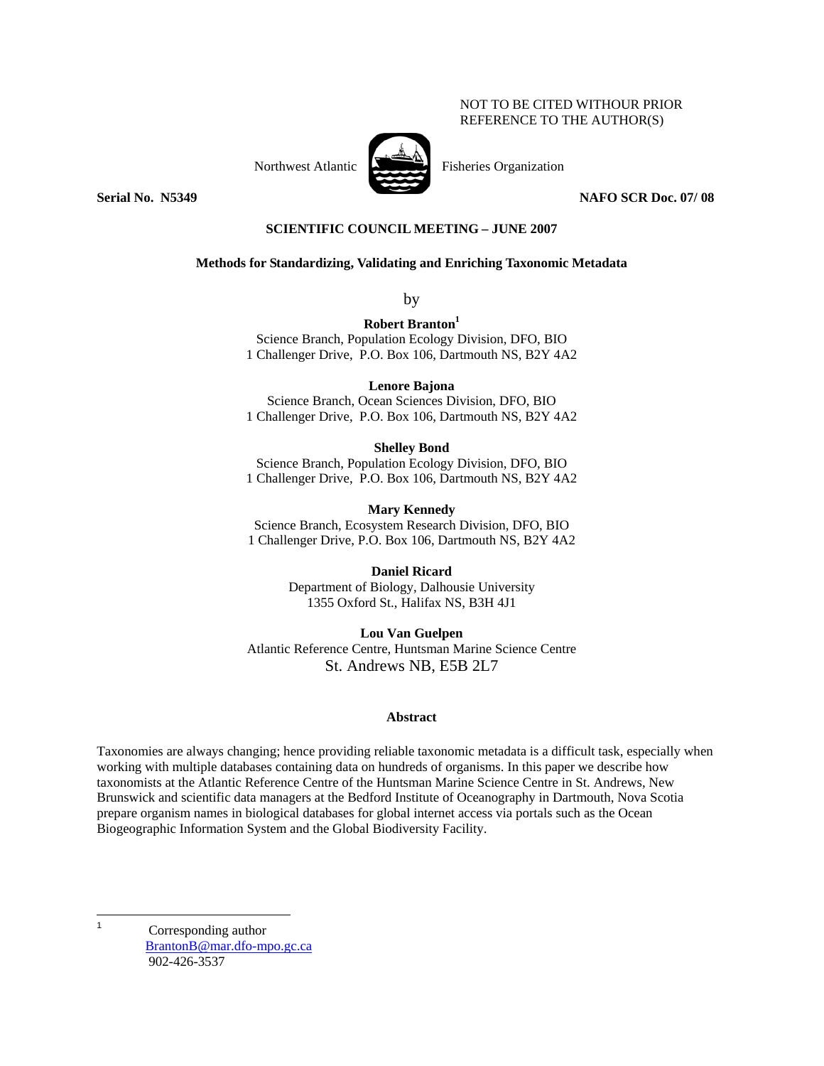NOT TO BE CITED WITHOUR PRIOR REFERENCE TO THE AUTHOR(S)

Northwest Atlantic Fisheries Organization

**Serial No. N5349** **NAFO SCR Doc. 07/ 08**

**SCIENTIFIC COUNCIL MEETING – JUNE 2007**

**Methods for Standardizing, Validating and Enriching Taxonomic Metadata**

by

**Robert Branton**[1]
Science Branch, Population Ecology Division, DFO, BIO
1 Challenger Drive, P.O. Box 106, Dartmouth NS, B2Y 4A2

**Lenore Bajona**
Science Branch, Ocean Sciences Division, DFO, BIO
1 Challenger Drive, P.O. Box 106, Dartmouth NS, B2Y 4A2

**Shelley Bond**
Science Branch, Population Ecology Division, DFO, BIO
1 Challenger Drive, P.O. Box 106, Dartmouth NS, B2Y 4A2

**Mary Kennedy**
Science Branch, Ecosystem Research Division, DFO, BIO
1 Challenger Drive, P.O. Box 106, Dartmouth NS, B2Y 4A2

**Daniel Ricard**
Department of Biology, Dalhousie University
1355 Oxford St., Halifax NS, B3H 4J1

**Lou Van Guelpen**
Atlantic Reference Centre, Huntsman Marine Science Centre
St. Andrews NB, E5B 2L7

**Abstract**

Taxonomies are always changing; hence providing reliable taxonomic metadata is a difficult task, especially when working with multiple databases containing data on hundreds of organisms. In this paper we describe how taxonomists at the Atlantic Reference Centre of the Huntsman Marine Science Centre in St. Andrews, New Brunswick and scientific data managers at the Bedford Institute of Oceanography in Dartmouth, Nova Scotia prepare organism names in biological databases for global internet access via portals such as the Ocean Biogeographic Information System and the Global Biodiversity Facility.

[1] Corresponding author
BrantonB@mar.dfo-mpo.gc.ca
902-426-3537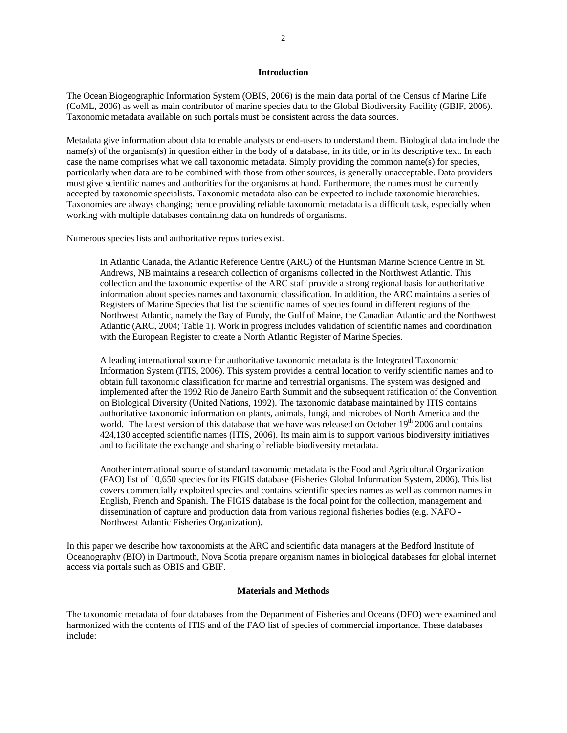## Introduction

The Ocean Biogeographic Information System (OBIS, 2006) is the main data portal of the Census of Marine Life (CoML, 2006) as well as main contributor of marine species data to the Global Biodiversity Facility (GBIF, 2006). Taxonomic metadata available on such portals must be consistent across the data sources.

Metadata give information about data to enable analysts or end-users to understand them. Biological data include the name(s) of the organism(s) in question either in the body of a database, in its title, or in its descriptive text. In each case the name comprises what we call taxonomic metadata. Simply providing the common name(s) for species, particularly when data are to be combined with those from other sources, is generally unacceptable. Data providers must give scientific names and authorities for the organisms at hand. Furthermore, the names must be currently accepted by taxonomic specialists. Taxonomic metadata also can be expected to include taxonomic hierarchies. Taxonomies are always changing; hence providing reliable taxonomic metadata is a difficult task, especially when working with multiple databases containing data on hundreds of organisms.

Numerous species lists and authoritative repositories exist.

> In Atlantic Canada, the Atlantic Reference Centre (ARC) of the Huntsman Marine Science Centre in St. Andrews, NB maintains a research collection of organisms collected in the Northwest Atlantic. This collection and the taxonomic expertise of the ARC staff provide a strong regional basis for authoritative information about species names and taxonomic classification. In addition, the ARC maintains a series of Registers of Marine Species that list the scientific names of species found in different regions of the Northwest Atlantic, namely the Bay of Fundy, the Gulf of Maine, the Canadian Atlantic and the Northwest Atlantic (ARC, 2004; Table 1). Work in progress includes validation of scientific names and coordination with the European Register to create a North Atlantic Register of Marine Species.
>
> A leading international source for authoritative taxonomic metadata is the Integrated Taxonomic Information System (ITIS, 2006). This system provides a central location to verify scientific names and to obtain full taxonomic classification for marine and terrestrial organisms. The system was designed and implemented after the 1992 Rio de Janeiro Earth Summit and the subsequent ratification of the Convention on Biological Diversity (United Nations, 1992). The taxonomic database maintained by ITIS contains authoritative taxonomic information on plants, animals, fungi, and microbes of North America and the world. The latest version of this database that we have was released on October 19th 2006 and contains 424,130 accepted scientific names (ITIS, 2006). Its main aim is to support various biodiversity initiatives and to facilitate the exchange and sharing of reliable biodiversity metadata.
>
> Another international source of standard taxonomic metadata is the Food and Agricultural Organization (FAO) list of 10,650 species for its FIGIS database (Fisheries Global Information System, 2006). This list covers commercially exploited species and contains scientific species names as well as common names in English, French and Spanish. The FIGIS database is the focal point for the collection, management and dissemination of capture and production data from various regional fisheries bodies (e.g. NAFO - Northwest Atlantic Fisheries Organization).

In this paper we describe how taxonomists at the ARC and scientific data managers at the Bedford Institute of Oceanography (BIO) in Dartmouth, Nova Scotia prepare organism names in biological databases for global internet access via portals such as OBIS and GBIF.

## Materials and Methods

The taxonomic metadata of four databases from the Department of Fisheries and Oceans (DFO) were examined and harmonized with the contents of ITIS and of the FAO list of species of commercial importance. These databases include: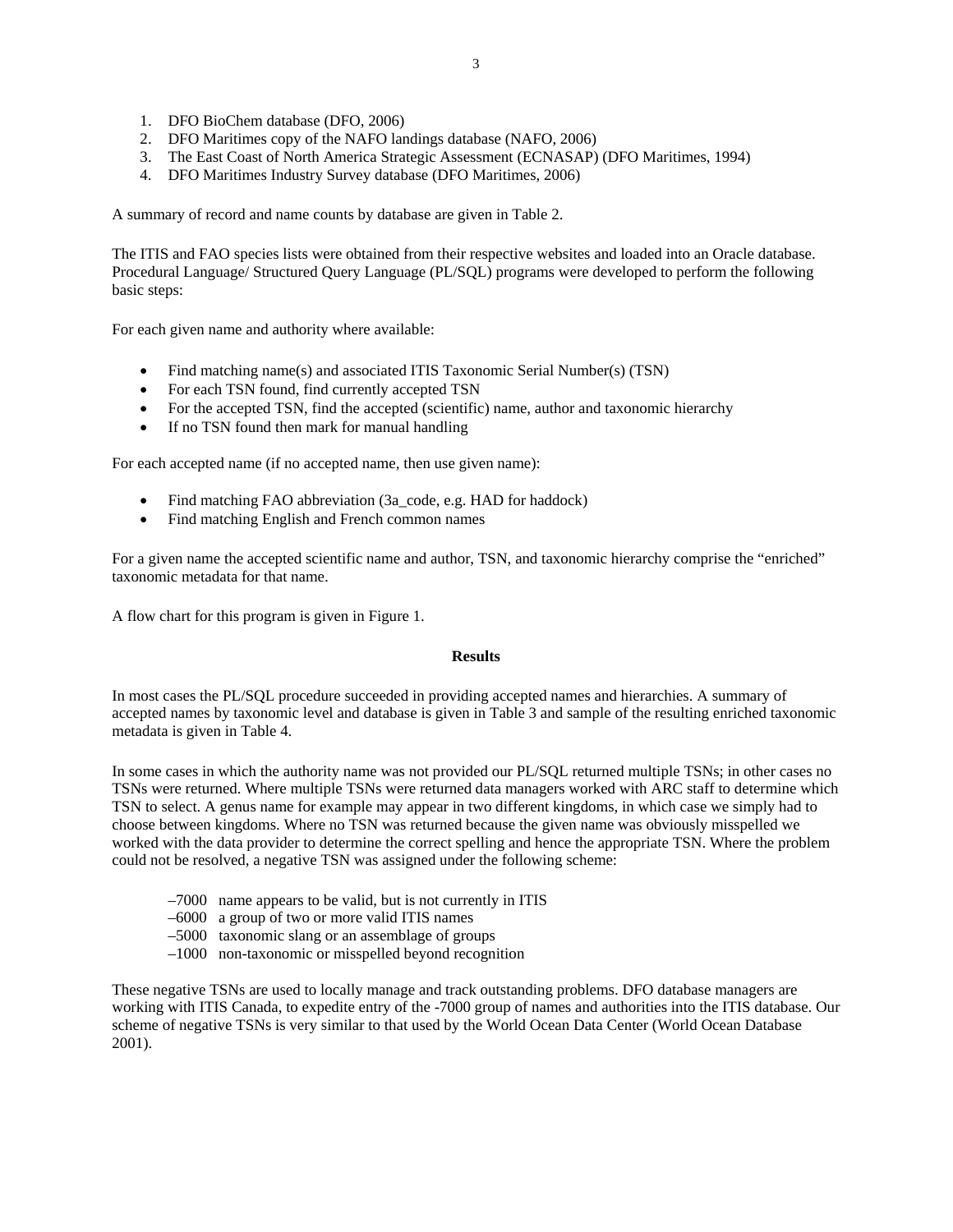1. DFO BioChem database (DFO, 2006)
2. DFO Maritimes copy of the NAFO landings database (NAFO, 2006)
3. The East Coast of North America Strategic Assessment (ECNASAP) (DFO Maritimes, 1994)
4. DFO Maritimes Industry Survey database (DFO Maritimes, 2006)

A summary of record and name counts by database are given in Table 2.

The ITIS and FAO species lists were obtained from their respective websites and loaded into an Oracle database. Procedural Language/ Structured Query Language (PL/SQL) programs were developed to perform the following basic steps:

For each given name and authority where available:

- Find matching name(s) and associated ITIS Taxonomic Serial Number(s) (TSN)
- For each TSN found, find currently accepted TSN
- For the accepted TSN, find the accepted (scientific) name, author and taxonomic hierarchy
- If no TSN found then mark for manual handling

For each accepted name (if no accepted name, then use given name):

- Find matching FAO abbreviation (3a_code, e.g. HAD for haddock)
- Find matching English and French common names

For a given name the accepted scientific name and author, TSN, and taxonomic hierarchy comprise the "enriched" taxonomic metadata for that name.

A flow chart for this program is given in Figure 1.

## Results

In most cases the PL/SQL procedure succeeded in providing accepted names and hierarchies. A summary of accepted names by taxonomic level and database is given in Table 3 and sample of the resulting enriched taxonomic metadata is given in Table 4.

In some cases in which the authority name was not provided our PL/SQL returned multiple TSNs; in other cases no TSNs were returned. Where multiple TSNs were returned data managers worked with ARC staff to determine which TSN to select. A genus name for example may appear in two different kingdoms, in which case we simply had to choose between kingdoms. Where no TSN was returned because the given name was obviously misspelled we worked with the data provider to determine the correct spelling and hence the appropriate TSN. Where the problem could not be resolved, a negative TSN was assigned under the following scheme:

–7000 name appears to be valid, but is not currently in ITIS
–6000 a group of two or more valid ITIS names
–5000 taxonomic slang or an assemblage of groups
–1000 non-taxonomic or misspelled beyond recognition

These negative TSNs are used to locally manage and track outstanding problems. DFO database managers are working with ITIS Canada, to expedite entry of the -7000 group of names and authorities into the ITIS database. Our scheme of negative TSNs is very similar to that used by the World Ocean Data Center (World Ocean Database 2001).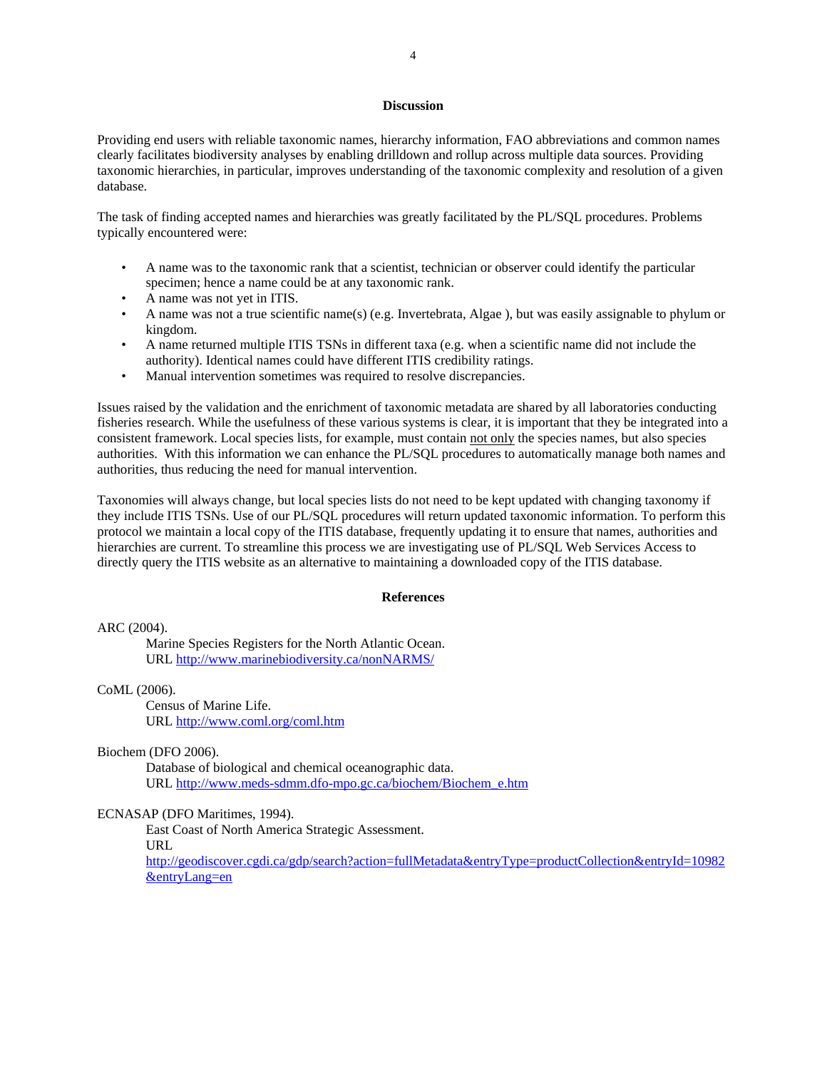## Discussion

Providing end users with reliable taxonomic names, hierarchy information, FAO abbreviations and common names clearly facilitates biodiversity analyses by enabling drilldown and rollup across multiple data sources. Providing taxonomic hierarchies, in particular, improves understanding of the taxonomic complexity and resolution of a given database.

The task of finding accepted names and hierarchies was greatly facilitated by the PL/SQL procedures. Problems typically encountered were:

- A name was to the taxonomic rank that a scientist, technician or observer could identify the particular specimen; hence a name could be at any taxonomic rank.
- A name was not yet in ITIS.
- A name was not a true scientific name(s) (e.g. Invertebrata, Algae ), but was easily assignable to phylum or kingdom.
- A name returned multiple ITIS TSNs in different taxa (e.g. when a scientific name did not include the authority). Identical names could have different ITIS credibility ratings.
- Manual intervention sometimes was required to resolve discrepancies.

Issues raised by the validation and the enrichment of taxonomic metadata are shared by all laboratories conducting fisheries research. While the usefulness of these various systems is clear, it is important that they be integrated into a consistent framework. Local species lists, for example, must contain <u>not only</u> the species names, but also species authorities. With this information we can enhance the PL/SQL procedures to automatically manage both names and authorities, thus reducing the need for manual intervention.

Taxonomies will always change, but local species lists do not need to be kept updated with changing taxonomy if they include ITIS TSNs. Use of our PL/SQL procedures will return updated taxonomic information. To perform this protocol we maintain a local copy of the ITIS database, frequently updating it to ensure that names, authorities and hierarchies are current. To streamline this process we are investigating use of PL/SQL Web Services Access to directly query the ITIS website as an alternative to maintaining a downloaded copy of the ITIS database.

## References

ARC (2004).
Marine Species Registers for the North Atlantic Ocean.
URL http://www.marinebiodiversity.ca/nonNARMS/

CoML (2006).
Census of Marine Life.
URL http://www.coml.org/coml.htm

Biochem (DFO 2006).
Database of biological and chemical oceanographic data.
URL http://www.meds-sdmm.dfo-mpo.gc.ca/biochem/Biochem_e.htm

ECNASAP (DFO Maritimes, 1994).
East Coast of North America Strategic Assessment.
URL
http://geodiscover.cgdi.ca/gdp/search?action=fullMetadata&entryType=productCollection&entryId=10982&entryLang=en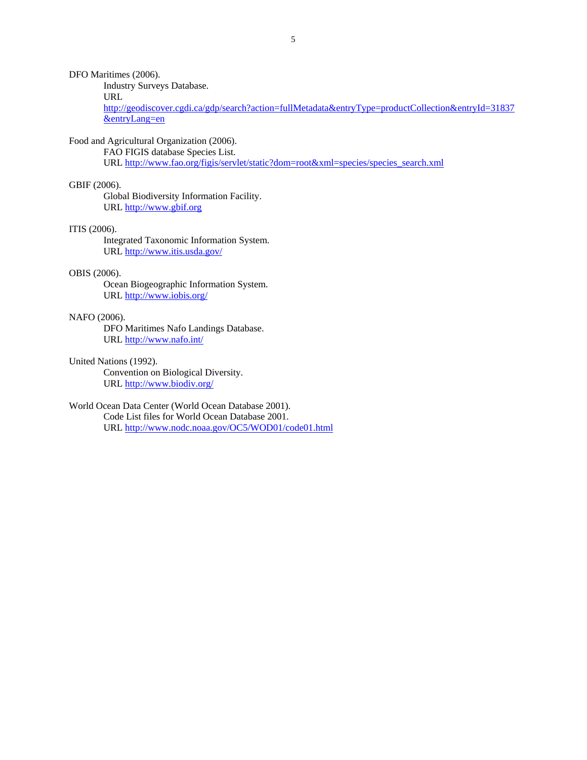DFO Maritimes (2006).
Industry Surveys Database.
URL
http://geodiscover.cgdi.ca/gdp/search?action=fullMetadata&entryType=productCollection&entryId=31837&entryLang=en

Food and Agricultural Organization (2006).
FAO FIGIS database Species List.
URL http://www.fao.org/figis/servlet/static?dom=root&xml=species/species_search.xml

GBIF (2006).
Global Biodiversity Information Facility.
URL http://www.gbif.org

ITIS (2006).
Integrated Taxonomic Information System.
URL http://www.itis.usda.gov/

OBIS (2006).
Ocean Biogeographic Information System.
URL http://www.iobis.org/

NAFO (2006).
DFO Maritimes Nafo Landings Database.
URL http://www.nafo.int/

United Nations (1992).
Convention on Biological Diversity.
URL http://www.biodiv.org/

World Ocean Data Center (World Ocean Database 2001).
Code List files for World Ocean Database 2001.
URL http://www.nodc.noaa.gov/OC5/WOD01/code01.html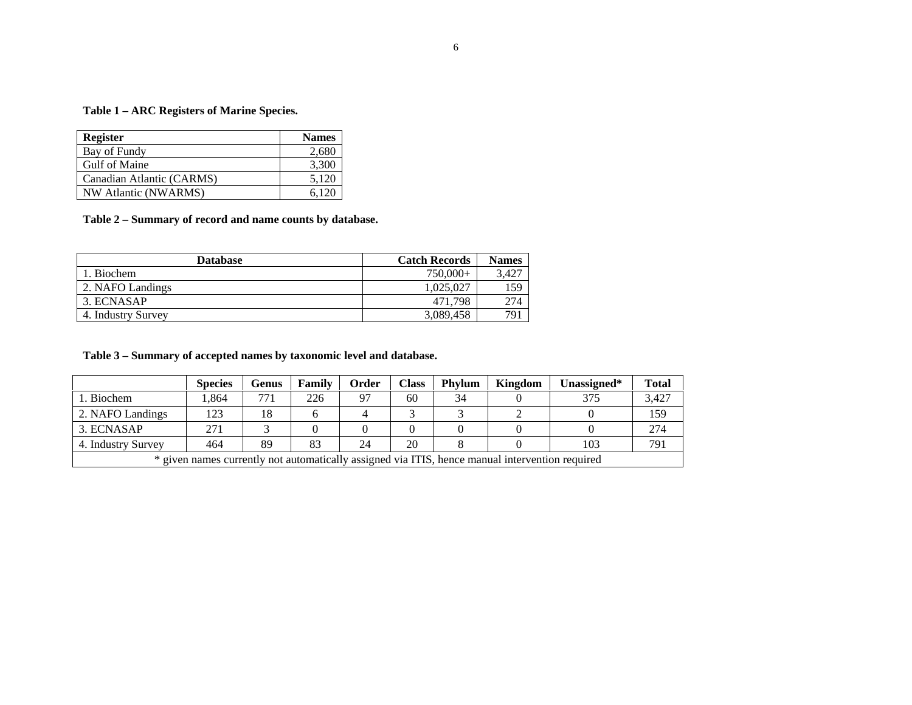**Table 1 – ARC Registers of Marine Species.**

| Register | Names |
|---|---:|
| Bay of Fundy | 2,680 |
| Gulf of Maine | 3,300 |
| Canadian Atlantic (CARMS) | 5,120 |
| NW Atlantic (NWARMS) | 6,120 |

**Table 2 – Summary of record and name counts by database.**

| Database | Catch Records | Names |
|---|---:|---:|
| 1. Biochem | 750,000+ | 3,427 |
| 2. NAFO Landings | 1,025,027 | 159 |
| 3. ECNASAP | 471,798 | 274 |
| 4. Industry Survey | 3,089,458 | 791 |

**Table 3 – Summary of accepted names by taxonomic level and database.**

| | Species | Genus | Family | Order | Class | Phylum | Kingdom | Unassigned* | Total |
|---|---|---|---|---|---|---|---|---|---|
| 1. Biochem | 1,864 | 771 | 226 | 97 | 60 | 34 | 0 | 375 | 3,427 |
| 2. NAFO Landings | 123 | 18 | 6 | 4 | 3 | 3 | 2 | 0 | 159 |
| 3. ECNASAP | 271 | 3 | 0 | 0 | 0 | 0 | 0 | 0 | 274 |
| 4. Industry Survey | 464 | 89 | 83 | 24 | 20 | 8 | 0 | 103 | 791 |

\* given names currently not automatically assigned via ITIS, hence manual intervention required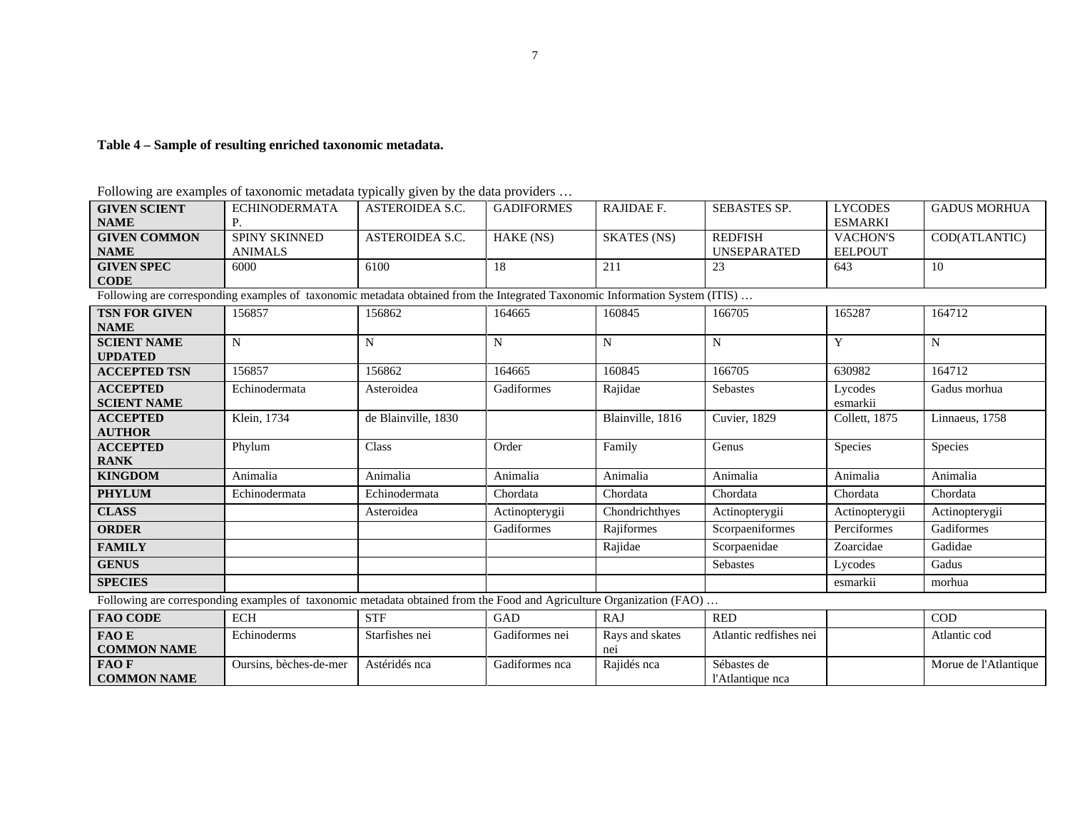**Table 4 – Sample of resulting enriched taxonomic metadata.**

Following are examples of taxonomic metadata typically given by the data providers …

| GIVEN SCIENT NAME | ECHINODERMATA P. | ASTEROIDEA S.C. | GADIFORMES | RAJIDAE F. | SEBASTES SP. | LYCODES ESMARKI | GADUS MORHUA |
|---|---|---|---|---|---|---|---|
| GIVEN COMMON NAME | SPINY SKINNED ANIMALS | ASTEROIDEA S.C. | HAKE (NS) | SKATES (NS) | REDFISH UNSEPARATED | VACHON'S EELPOUT | COD(ATLANTIC) |
| GIVEN SPEC CODE | 6000 | 6100 | 18 | 211 | 23 | 643 | 10 |

Following are corresponding examples of taxonomic metadata obtained from the Integrated Taxonomic Information System (ITIS) …

| TSN FOR GIVEN NAME | 156857 | 156862 | 164665 | 160845 | 166705 | 165287 | 164712 |
|---|---|---|---|---|---|---|---|
| SCIENT NAME UPDATED | N | N | N | N | N | Y | N |
| ACCEPTED TSN | 156857 | 156862 | 164665 | 160845 | 166705 | 630982 | 164712 |
| ACCEPTED SCIENT NAME | Echinodermata | Asteroidea | Gadiformes | Rajidae | Sebastes | Lycodes esmarkii | Gadus morhua |
| ACCEPTED AUTHOR | Klein, 1734 | de Blainville, 1830 | | Blainville, 1816 | Cuvier, 1829 | Collett, 1875 | Linnaeus, 1758 |
| ACCEPTED RANK | Phylum | Class | Order | Family | Genus | Species | Species |
| KINGDOM | Animalia | Animalia | Animalia | Animalia | Animalia | Animalia | Animalia |
| PHYLUM | Echinodermata | Echinodermata | Chordata | Chordata | Chordata | Chordata | Chordata |
| CLASS | | Asteroidea | Actinopterygii | Chondrichthyes | Actinopterygii | Actinopterygii | Actinopterygii |
| ORDER | | | Gadiformes | Rajiformes | Scorpaeniformes | Perciformes | Gadiformes |
| FAMILY | | | | Rajidae | Scorpaenidae | Zoarcidae | Gadidae |
| GENUS | | | | | Sebastes | Lycodes | Gadus |
| SPECIES | | | | | | esmarkii | morhua |

Following are corresponding examples of taxonomic metadata obtained from the Food and Agriculture Organization (FAO) …

| FAO CODE | ECH | STF | GAD | RAJ | RED | | COD |
|---|---|---|---|---|---|---|---|
| FAO E COMMON NAME | Echinoderms | Starfishes nei | Gadiformes nei | Rays and skates nei | Atlantic redfishes nei | | Atlantic cod |
| FAO F COMMON NAME | Oursins, bèches-de-mer | Astéridés nca | Gadiformes nca | Rajidés nca | Sébastes de l'Atlantique nca | | Morue de l'Atlantique |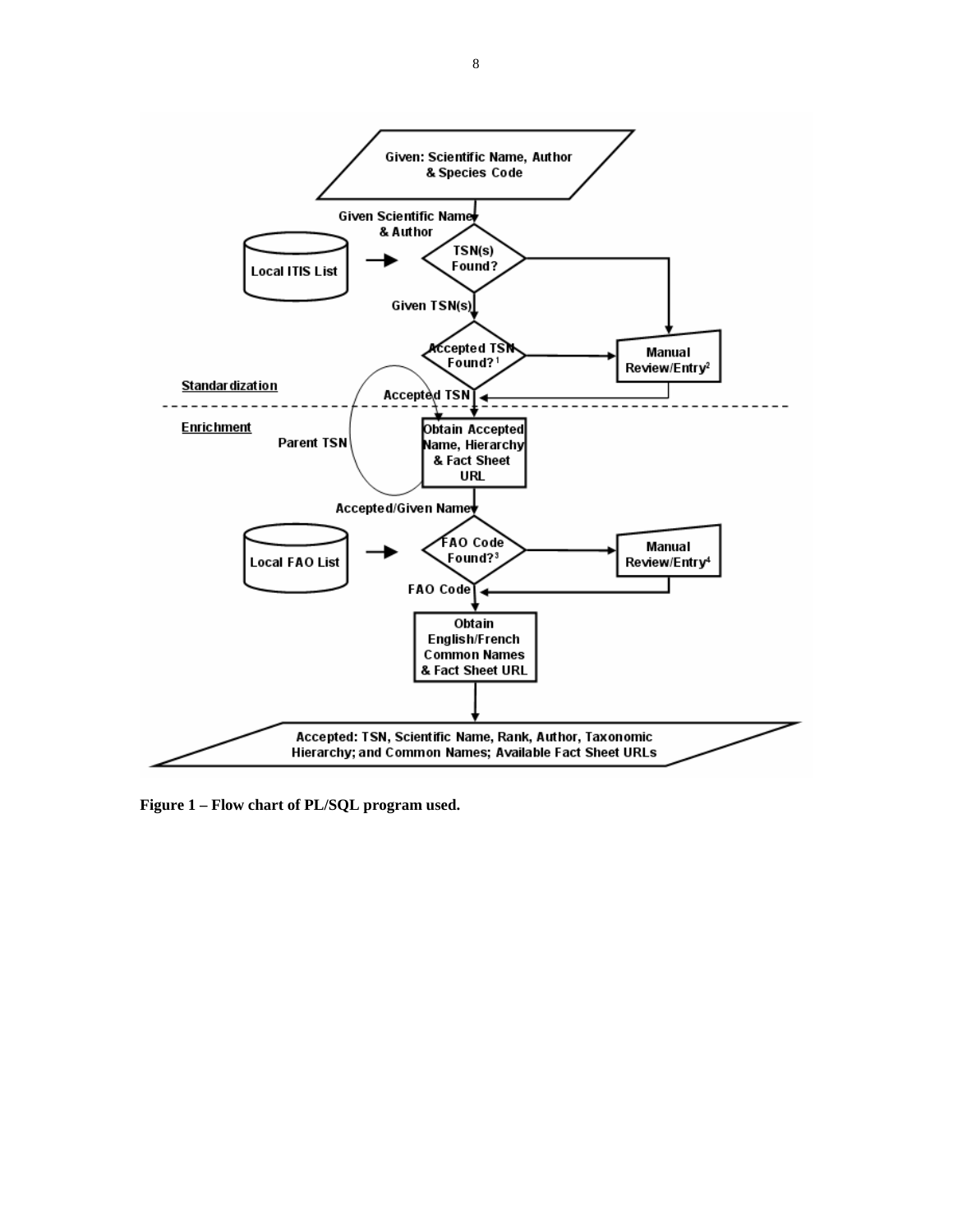Given: Scientific Name, Author & Species Code

Given Scientific Name & Author

Local ITIS List

TSN(s) Found?

Given TSN(s)

Accepted TSN Found?[1]

Manual Review/Entry[2]

Standardization

Accepted TSN

Enrichment

Parent TSN

Obtain Accepted Name, Hierarchy & Fact Sheet URL

Accepted/Given Name

Local FAO List

FAO Code Found?[3]

Manual Review/Entry[4]

FAO Code

Obtain English/French Common Names & Fact Sheet URL

Accepted: TSN, Scientific Name, Rank, Author, Taxonomic Hierarchy; and Common Names; Available Fact Sheet URLs

**Figure 1 – Flow chart of PL/SQL program used.**